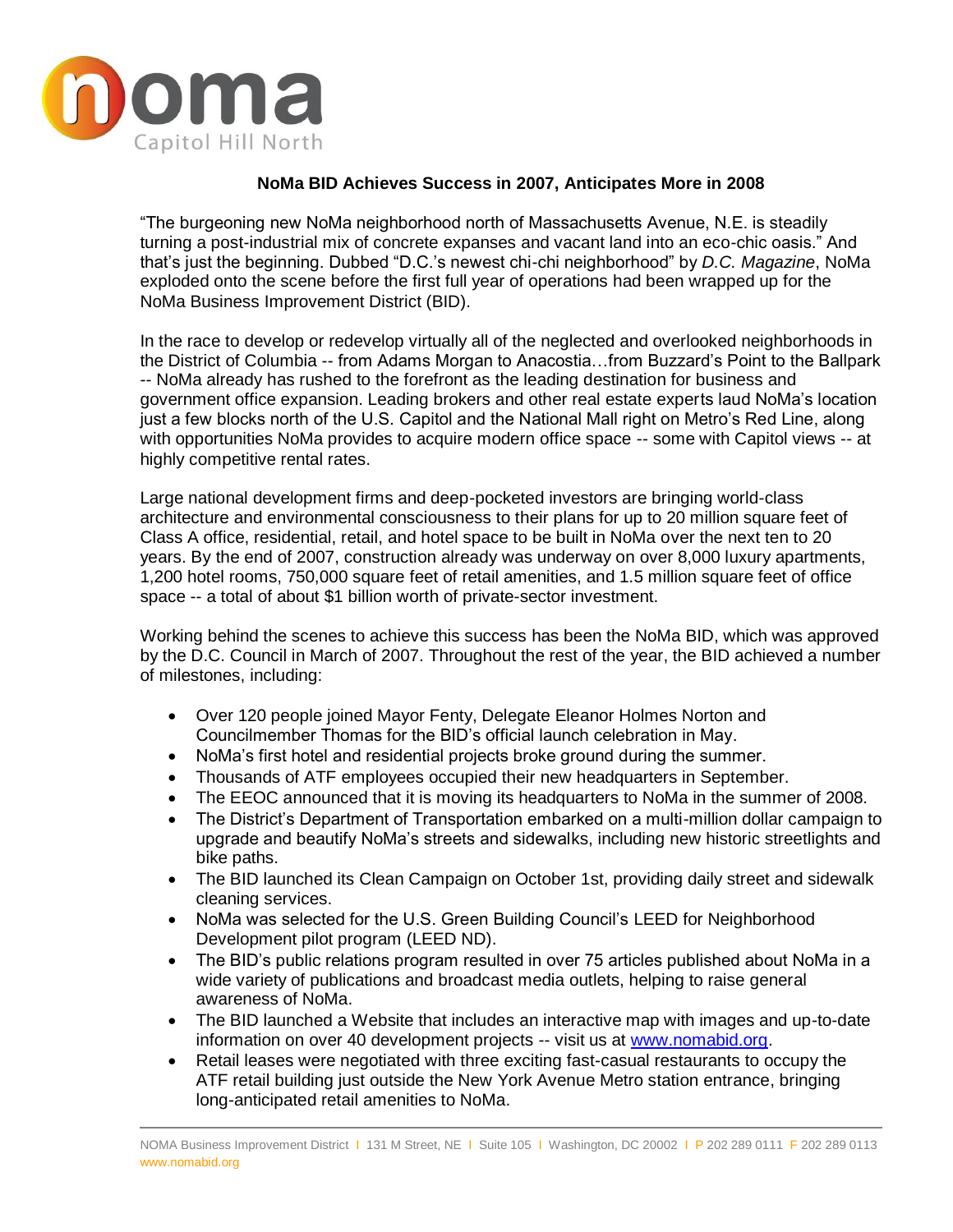noma

Capitol Hill North

## NoMa BID Achieves Success in 2007, Anticipates More in 2008

"The burgeoning new NoMa neighborhood north of Massachusetts Avenue, N.E. is steadily turning a post-industrial mix of concrete expanses and vacant land into an eco-chic oasis." And that's just the beginning. Dubbed "D.C.'s newest chi-chi neighborhood" by *D.C. Magazine*, NoMa exploded onto the scene before the first full year of operations had been wrapped up for the NoMa Business Improvement District (BID).

In the race to develop or redevelop virtually all of the neglected and overlooked neighborhoods in the District of Columbia -- from Adams Morgan to Anacostia…from Buzzard's Point to the Ballpark -- NoMa already has rushed to the forefront as the leading destination for business and government office expansion. Leading brokers and other real estate experts laud NoMa's location just a few blocks north of the U.S. Capitol and the National Mall right on Metro's Red Line, along with opportunities NoMa provides to acquire modern office space -- some with Capitol views -- at highly competitive rental rates.

Large national development firms and deep-pocketed investors are bringing world-class architecture and environmental consciousness to their plans for up to 20 million square feet of Class A office, residential, retail, and hotel space to be built in NoMa over the next ten to 20 years. By the end of 2007, construction already was underway on over 8,000 luxury apartments, 1,200 hotel rooms, 750,000 square feet of retail amenities, and 1.5 million square feet of office space -- a total of about $1 billion worth of private-sector investment.

Working behind the scenes to achieve this success has been the NoMa BID, which was approved by the D.C. Council in March of 2007. Throughout the rest of the year, the BID achieved a number of milestones, including:

- Over 120 people joined Mayor Fenty, Delegate Eleanor Holmes Norton and Councilmember Thomas for the BID's official launch celebration in May.
- NoMa's first hotel and residential projects broke ground during the summer.
- Thousands of ATF employees occupied their new headquarters in September.
- The EEOC announced that it is moving its headquarters to NoMa in the summer of 2008.
- The District's Department of Transportation embarked on a multi-million dollar campaign to upgrade and beautify NoMa's streets and sidewalks, including new historic streetlights and bike paths.
- The BID launched its Clean Campaign on October 1st, providing daily street and sidewalk cleaning services.
- NoMa was selected for the U.S. Green Building Council's LEED for Neighborhood Development pilot program (LEED ND).
- The BID's public relations program resulted in over 75 articles published about NoMa in a wide variety of publications and broadcast media outlets, helping to raise general awareness of NoMa.
- The BID launched a Website that includes an interactive map with images and up-to-date information on over 40 development projects -- visit us at [www.nomabid.org](http://www.nomabid.org).
- Retail leases were negotiated with three exciting fast-casual restaurants to occupy the ATF retail building just outside the New York Avenue Metro station entrance, bringing long-anticipated retail amenities to NoMa.

NOMA Business Improvement District | 131 M Street, NE | Suite 105 | Washington, DC 20002 | P 202 289 0111 F 202 289 0113
www.nomabid.org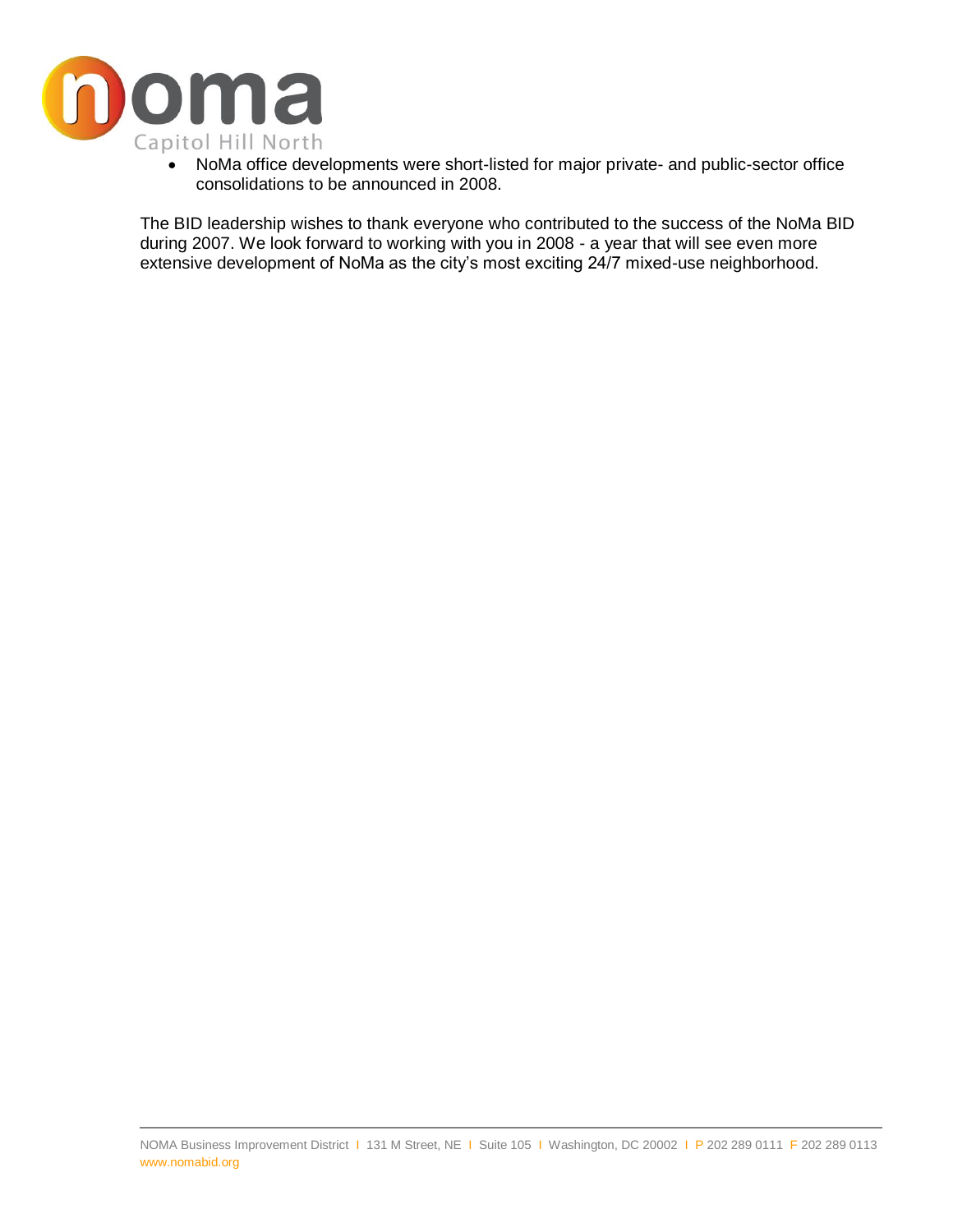- NoMa office developments were short-listed for major private- and public-sector office consolidations to be announced in 2008.

The BID leadership wishes to thank everyone who contributed to the success of the NoMa BID during 2007. We look forward to working with you in 2008 - a year that will see even more extensive development of NoMa as the city's most exciting 24/7 mixed-use neighborhood.